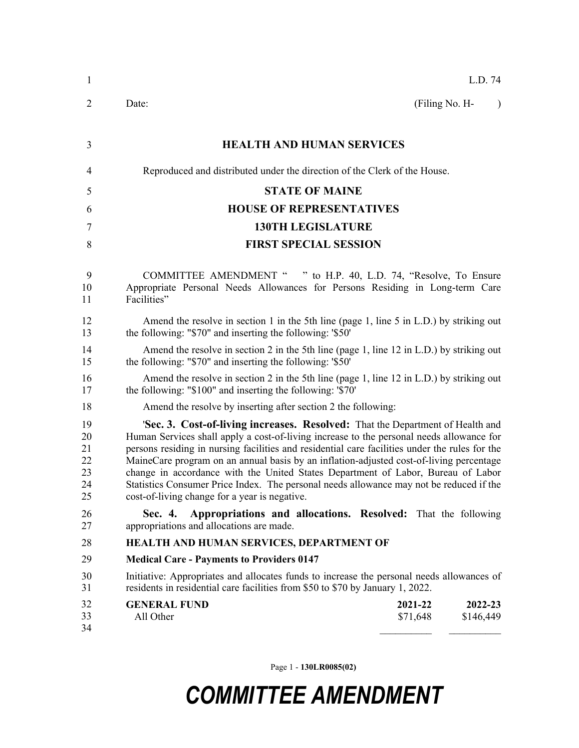L.D. 74

Date: (Filing No. H- )

# HEALTH AND HUMAN SERVICES

Reproduced and distributed under the direction of the Clerk of the House.

# STATE OF MAINE
# HOUSE OF REPRESENTATIVES
# 130TH LEGISLATURE
# FIRST SPECIAL SESSION

COMMITTEE AMENDMENT " " to H.P. 40, L.D. 74, "Resolve, To Ensure Appropriate Personal Needs Allowances for Persons Residing in Long-term Care Facilities"

Amend the resolve in section 1 in the 5th line (page 1, line 5 in L.D.) by striking out the following: "$70" and inserting the following: '$50'

Amend the resolve in section 2 in the 5th line (page 1, line 12 in L.D.) by striking out the following: "$70" and inserting the following: '$50'

Amend the resolve in section 2 in the 5th line (page 1, line 12 in L.D.) by striking out the following: "$100" and inserting the following: '$70'

Amend the resolve by inserting after section 2 the following:

'**Sec. 3. Cost-of-living increases. Resolved:** That the Department of Health and Human Services shall apply a cost-of-living increase to the personal needs allowance for persons residing in nursing facilities and residential care facilities under the rules for the MaineCare program on an annual basis by an inflation-adjusted cost-of-living percentage change in accordance with the United States Department of Labor, Bureau of Labor Statistics Consumer Price Index. The personal needs allowance may not be reduced if the cost-of-living change for a year is negative.

**Sec. 4. Appropriations and allocations. Resolved:** That the following appropriations and allocations are made.

**HEALTH AND HUMAN SERVICES, DEPARTMENT OF**

**Medical Care - Payments to Providers 0147**

Initiative: Appropriates and allocates funds to increase the personal needs allowances of residents in residential care facilities from $50 to $70 by January 1, 2022.

| GENERAL FUND | 2021-22 | 2022-23 |
|---|---|---|
| All Other | $71,648 | $146,449 |

# COMMITTEE AMENDMENT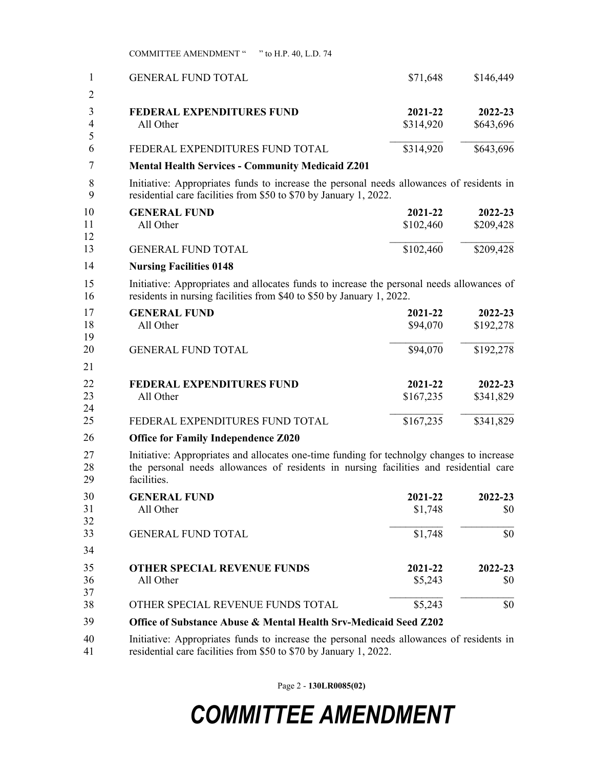| | 2021-22 | 2022-23 |
|---|---|---|
| GENERAL FUND TOTAL | $71,648 | $146,449 |

| FEDERAL EXPENDITURES FUND | 2021-22 | 2022-23 |
|---|---|---|
| All Other | $314,920 | $643,696 |
| FEDERAL EXPENDITURES FUND TOTAL | $314,920 | $643,696 |

**Mental Health Services - Community Medicaid Z201**

Initiative: Appropriates funds to increase the personal needs allowances of residents in residential care facilities from $50 to $70 by January 1, 2022.

| GENERAL FUND | 2021-22 | 2022-23 |
|---|---|---|
| All Other | $102,460 | $209,428 |
| GENERAL FUND TOTAL | $102,460 | $209,428 |

**Nursing Facilities 0148**

Initiative: Appropriates and allocates funds to increase the personal needs allowances of residents in nursing facilities from $40 to $50 by January 1, 2022.

| GENERAL FUND | 2021-22 | 2022-23 |
|---|---|---|
| All Other | $94,070 | $192,278 |
| GENERAL FUND TOTAL | $94,070 | $192,278 |

| FEDERAL EXPENDITURES FUND | 2021-22 | 2022-23 |
|---|---|---|
| All Other | $167,235 | $341,829 |
| FEDERAL EXPENDITURES FUND TOTAL | $167,235 | $341,829 |

**Office for Family Independence Z020**

Initiative: Appropriates and allocates one-time funding for technolgy changes to increase the personal needs allowances of residents in nursing facilities and residential care facilities.

| GENERAL FUND | 2021-22 | 2022-23 |
|---|---|---|
| All Other | $1,748 | $0 |
| GENERAL FUND TOTAL | $1,748 | $0 |

| OTHER SPECIAL REVENUE FUNDS | 2021-22 | 2022-23 |
|---|---|---|
| All Other | $5,243 | $0 |
| OTHER SPECIAL REVENUE FUNDS TOTAL | $5,243 | $0 |

**Office of Substance Abuse & Mental Health Srv-Medicaid Seed Z202**

Initiative: Appropriates funds to increase the personal needs allowances of residents in residential care facilities from $50 to $70 by January 1, 2022.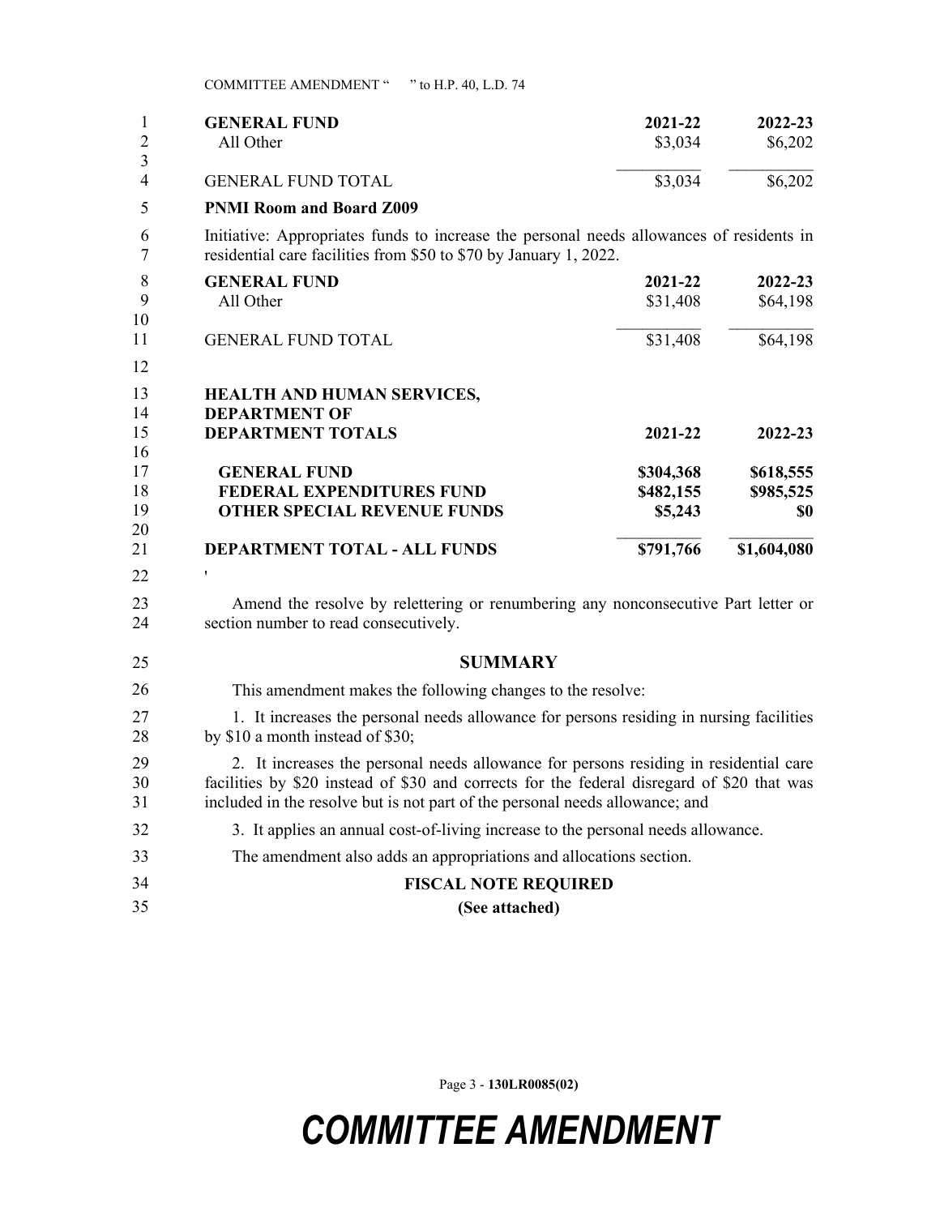| | 2021-22 | 2022-23 |
|---|---|---|
| **GENERAL FUND** | | |
| All Other | $3,034 | $6,202 |
| GENERAL FUND TOTAL | $3,034 | $6,202 |

**PNMI Room and Board Z009**

Initiative: Appropriates funds to increase the personal needs allowances of residents in residential care facilities from $50 to $70 by January 1, 2022.

| | 2021-22 | 2022-23 |
|---|---|---|
| **GENERAL FUND** | | |
| All Other | $31,408 | $64,198 |
| GENERAL FUND TOTAL | $31,408 | $64,198 |

| **HEALTH AND HUMAN SERVICES, DEPARTMENT OF DEPARTMENT TOTALS** | **2021-22** | **2022-23** |
|---|---|---|
| **GENERAL FUND** | **$304,368** | **$618,555** |
| **FEDERAL EXPENDITURES FUND** | **$482,155** | **$985,525** |
| **OTHER SPECIAL REVENUE FUNDS** | **$5,243** | **$0** |
| **DEPARTMENT TOTAL - ALL FUNDS** | **$791,766** | **$1,604,080** |

'

Amend the resolve by relettering or renumbering any nonconsecutive Part letter or section number to read consecutively.

## SUMMARY

This amendment makes the following changes to the resolve:

1. It increases the personal needs allowance for persons residing in nursing facilities by $10 a month instead of $30;

2. It increases the personal needs allowance for persons residing in residential care facilities by $20 instead of $30 and corrects for the federal disregard of $20 that was included in the resolve but is not part of the personal needs allowance; and

3. It applies an annual cost-of-living increase to the personal needs allowance.

The amendment also adds an appropriations and allocations section.

**FISCAL NOTE REQUIRED**

**(See attached)**